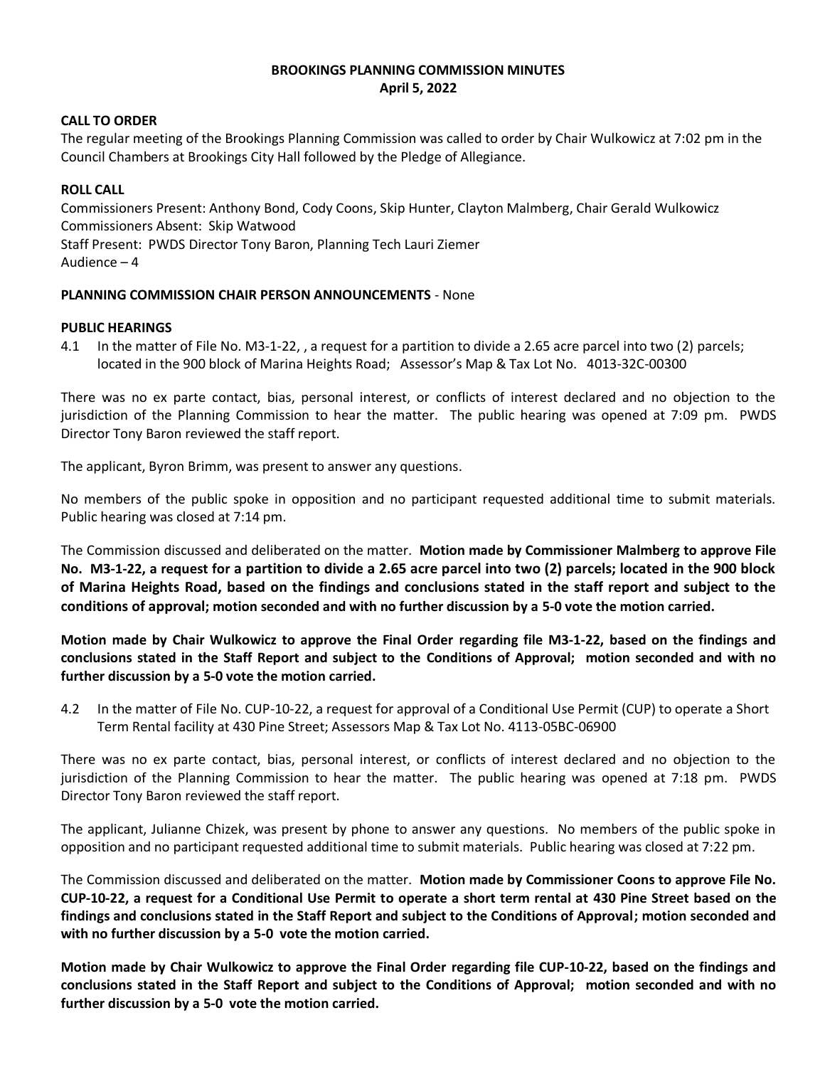# BROOKINGS PLANNING COMMISSION MINUTES
## April 5, 2022

### CALL TO ORDER

The regular meeting of the Brookings Planning Commission was called to order by Chair Wulkowicz at 7:02 pm in the Council Chambers at Brookings City Hall followed by the Pledge of Allegiance.

### ROLL CALL

Commissioners Present: Anthony Bond, Cody Coons, Skip Hunter, Clayton Malmberg, Chair Gerald Wulkowicz
Commissioners Absent: Skip Watwood
Staff Present: PWDS Director Tony Baron, Planning Tech Lauri Ziemer
Audience – 4

### PLANNING COMMISSION CHAIR PERSON ANNOUNCEMENTS - None

### PUBLIC HEARINGS

4.1 In the matter of File No. M3-1-22, , a request for a partition to divide a 2.65 acre parcel into two (2) parcels; located in the 900 block of Marina Heights Road; Assessor's Map & Tax Lot No. 4013-32C-00300

There was no ex parte contact, bias, personal interest, or conflicts of interest declared and no objection to the jurisdiction of the Planning Commission to hear the matter. The public hearing was opened at 7:09 pm. PWDS Director Tony Baron reviewed the staff report.

The applicant, Byron Brimm, was present to answer any questions.

No members of the public spoke in opposition and no participant requested additional time to submit materials. Public hearing was closed at 7:14 pm.

The Commission discussed and deliberated on the matter. **Motion made by Commissioner Malmberg to approve File No. M3-1-22, a request for a partition to divide a 2.65 acre parcel into two (2) parcels; located in the 900 block of Marina Heights Road, based on the findings and conclusions stated in the staff report and subject to the conditions of approval; motion seconded and with no further discussion by a 5-0 vote the motion carried.**

**Motion made by Chair Wulkowicz to approve the Final Order regarding file M3-1-22, based on the findings and conclusions stated in the Staff Report and subject to the Conditions of Approval; motion seconded and with no further discussion by a 5-0 vote the motion carried.**

4.2 In the matter of File No. CUP-10-22, a request for approval of a Conditional Use Permit (CUP) to operate a Short Term Rental facility at 430 Pine Street; Assessors Map & Tax Lot No. 4113-05BC-06900

There was no ex parte contact, bias, personal interest, or conflicts of interest declared and no objection to the jurisdiction of the Planning Commission to hear the matter. The public hearing was opened at 7:18 pm. PWDS Director Tony Baron reviewed the staff report.

The applicant, Julianne Chizek, was present by phone to answer any questions. No members of the public spoke in opposition and no participant requested additional time to submit materials. Public hearing was closed at 7:22 pm.

The Commission discussed and deliberated on the matter. **Motion made by Commissioner Coons to approve File No. CUP-10-22, a request for a Conditional Use Permit to operate a short term rental at 430 Pine Street based on the findings and conclusions stated in the Staff Report and subject to the Conditions of Approval; motion seconded and with no further discussion by a 5-0 vote the motion carried.**

**Motion made by Chair Wulkowicz to approve the Final Order regarding file CUP-10-22, based on the findings and conclusions stated in the Staff Report and subject to the Conditions of Approval; motion seconded and with no further discussion by a 5-0 vote the motion carried.**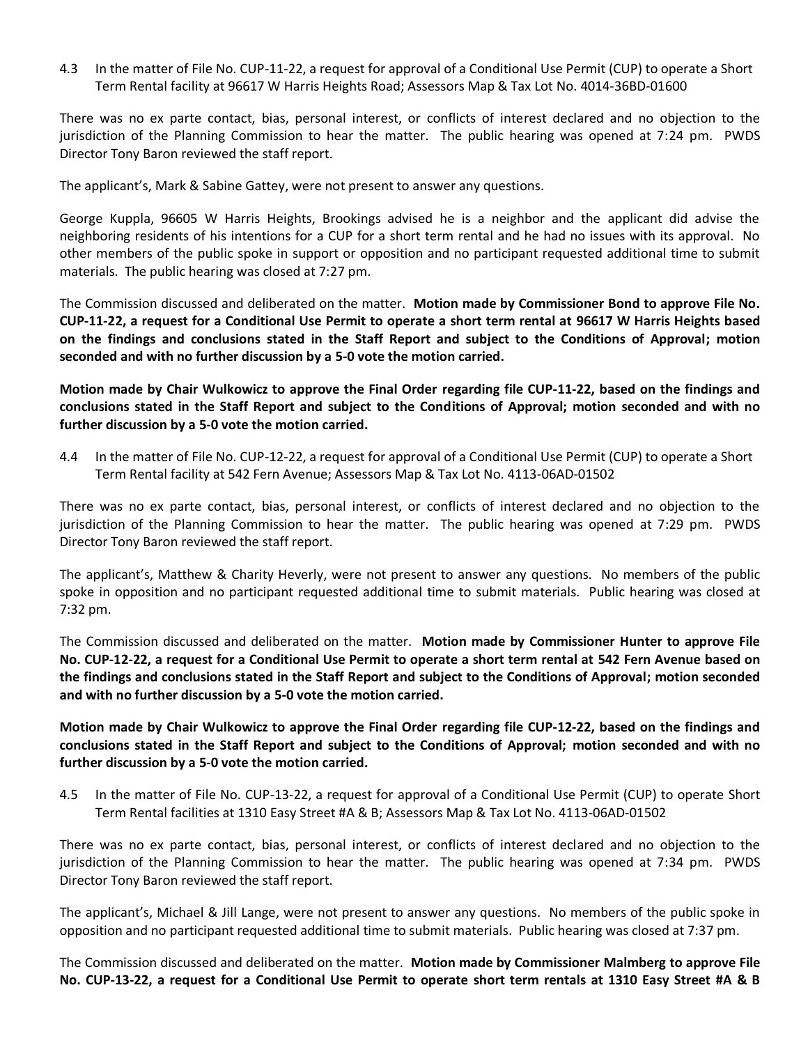4.3 In the matter of File No. CUP-11-22, a request for approval of a Conditional Use Permit (CUP) to operate a Short Term Rental facility at 96617 W Harris Heights Road; Assessors Map & Tax Lot No. 4014-36BD-01600

There was no ex parte contact, bias, personal interest, or conflicts of interest declared and no objection to the jurisdiction of the Planning Commission to hear the matter. The public hearing was opened at 7:24 pm. PWDS Director Tony Baron reviewed the staff report.

The applicant's, Mark & Sabine Gattey, were not present to answer any questions.

George Kuppla, 96605 W Harris Heights, Brookings advised he is a neighbor and the applicant did advise the neighboring residents of his intentions for a CUP for a short term rental and he had no issues with its approval. No other members of the public spoke in support or opposition and no participant requested additional time to submit materials. The public hearing was closed at 7:27 pm.

The Commission discussed and deliberated on the matter. **Motion made by Commissioner Bond to approve File No. CUP-11-22, a request for a Conditional Use Permit to operate a short term rental at 96617 W Harris Heights based on the findings and conclusions stated in the Staff Report and subject to the Conditions of Approval; motion seconded and with no further discussion by a 5-0 vote the motion carried.**

**Motion made by Chair Wulkowicz to approve the Final Order regarding file CUP-11-22, based on the findings and conclusions stated in the Staff Report and subject to the Conditions of Approval; motion seconded and with no further discussion by a 5-0 vote the motion carried.**

4.4 In the matter of File No. CUP-12-22, a request for approval of a Conditional Use Permit (CUP) to operate a Short Term Rental facility at 542 Fern Avenue; Assessors Map & Tax Lot No. 4113-06AD-01502

There was no ex parte contact, bias, personal interest, or conflicts of interest declared and no objection to the jurisdiction of the Planning Commission to hear the matter. The public hearing was opened at 7:29 pm. PWDS Director Tony Baron reviewed the staff report.

The applicant's, Matthew & Charity Heverly, were not present to answer any questions. No members of the public spoke in opposition and no participant requested additional time to submit materials. Public hearing was closed at 7:32 pm.

The Commission discussed and deliberated on the matter. **Motion made by Commissioner Hunter to approve File No. CUP-12-22, a request for a Conditional Use Permit to operate a short term rental at 542 Fern Avenue based on the findings and conclusions stated in the Staff Report and subject to the Conditions of Approval; motion seconded and with no further discussion by a 5-0 vote the motion carried.**

**Motion made by Chair Wulkowicz to approve the Final Order regarding file CUP-12-22, based on the findings and conclusions stated in the Staff Report and subject to the Conditions of Approval; motion seconded and with no further discussion by a 5-0 vote the motion carried.**

4.5 In the matter of File No. CUP-13-22, a request for approval of a Conditional Use Permit (CUP) to operate Short Term Rental facilities at 1310 Easy Street #A & B; Assessors Map & Tax Lot No. 4113-06AD-01502

There was no ex parte contact, bias, personal interest, or conflicts of interest declared and no objection to the jurisdiction of the Planning Commission to hear the matter. The public hearing was opened at 7:34 pm. PWDS Director Tony Baron reviewed the staff report.

The applicant's, Michael & Jill Lange, were not present to answer any questions. No members of the public spoke in opposition and no participant requested additional time to submit materials. Public hearing was closed at 7:37 pm.

The Commission discussed and deliberated on the matter. **Motion made by Commissioner Malmberg to approve File No. CUP-13-22, a request for a Conditional Use Permit to operate short term rentals at 1310 Easy Street #A & B**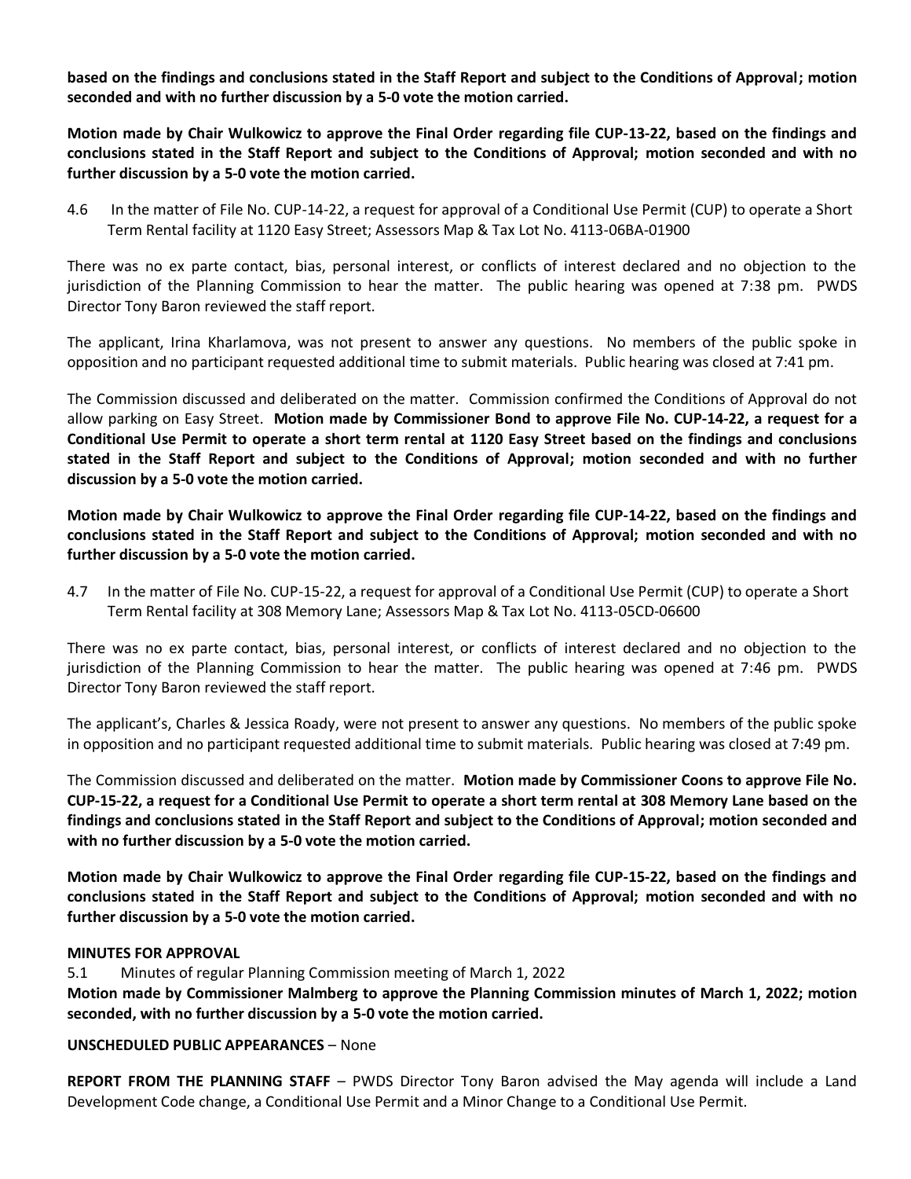**based on the findings and conclusions stated in the Staff Report and subject to the Conditions of Approval; motion seconded and with no further discussion by a 5-0 vote the motion carried.**

**Motion made by Chair Wulkowicz to approve the Final Order regarding file CUP-13-22, based on the findings and conclusions stated in the Staff Report and subject to the Conditions of Approval; motion seconded and with no further discussion by a 5-0 vote the motion carried.**

4.6 In the matter of File No. CUP-14-22, a request for approval of a Conditional Use Permit (CUP) to operate a Short Term Rental facility at 1120 Easy Street; Assessors Map & Tax Lot No. 4113-06BA-01900

There was no ex parte contact, bias, personal interest, or conflicts of interest declared and no objection to the jurisdiction of the Planning Commission to hear the matter. The public hearing was opened at 7:38 pm. PWDS Director Tony Baron reviewed the staff report.

The applicant, Irina Kharlamova, was not present to answer any questions. No members of the public spoke in opposition and no participant requested additional time to submit materials. Public hearing was closed at 7:41 pm.

The Commission discussed and deliberated on the matter. Commission confirmed the Conditions of Approval do not allow parking on Easy Street. **Motion made by Commissioner Bond to approve File No. CUP-14-22, a request for a Conditional Use Permit to operate a short term rental at 1120 Easy Street based on the findings and conclusions stated in the Staff Report and subject to the Conditions of Approval; motion seconded and with no further discussion by a 5-0 vote the motion carried.**

**Motion made by Chair Wulkowicz to approve the Final Order regarding file CUP-14-22, based on the findings and conclusions stated in the Staff Report and subject to the Conditions of Approval; motion seconded and with no further discussion by a 5-0 vote the motion carried.**

4.7 In the matter of File No. CUP-15-22, a request for approval of a Conditional Use Permit (CUP) to operate a Short Term Rental facility at 308 Memory Lane; Assessors Map & Tax Lot No. 4113-05CD-06600

There was no ex parte contact, bias, personal interest, or conflicts of interest declared and no objection to the jurisdiction of the Planning Commission to hear the matter. The public hearing was opened at 7:46 pm. PWDS Director Tony Baron reviewed the staff report.

The applicant's, Charles & Jessica Roady, were not present to answer any questions. No members of the public spoke in opposition and no participant requested additional time to submit materials. Public hearing was closed at 7:49 pm.

The Commission discussed and deliberated on the matter. **Motion made by Commissioner Coons to approve File No. CUP-15-22, a request for a Conditional Use Permit to operate a short term rental at 308 Memory Lane based on the findings and conclusions stated in the Staff Report and subject to the Conditions of Approval; motion seconded and with no further discussion by a 5-0 vote the motion carried.**

**Motion made by Chair Wulkowicz to approve the Final Order regarding file CUP-15-22, based on the findings and conclusions stated in the Staff Report and subject to the Conditions of Approval; motion seconded and with no further discussion by a 5-0 vote the motion carried.**

**MINUTES FOR APPROVAL**

5.1 Minutes of regular Planning Commission meeting of March 1, 2022

**Motion made by Commissioner Malmberg to approve the Planning Commission minutes of March 1, 2022; motion seconded, with no further discussion by a 5-0 vote the motion carried.**

**UNSCHEDULED PUBLIC APPEARANCES** – None

**REPORT FROM THE PLANNING STAFF** – PWDS Director Tony Baron advised the May agenda will include a Land Development Code change, a Conditional Use Permit and a Minor Change to a Conditional Use Permit.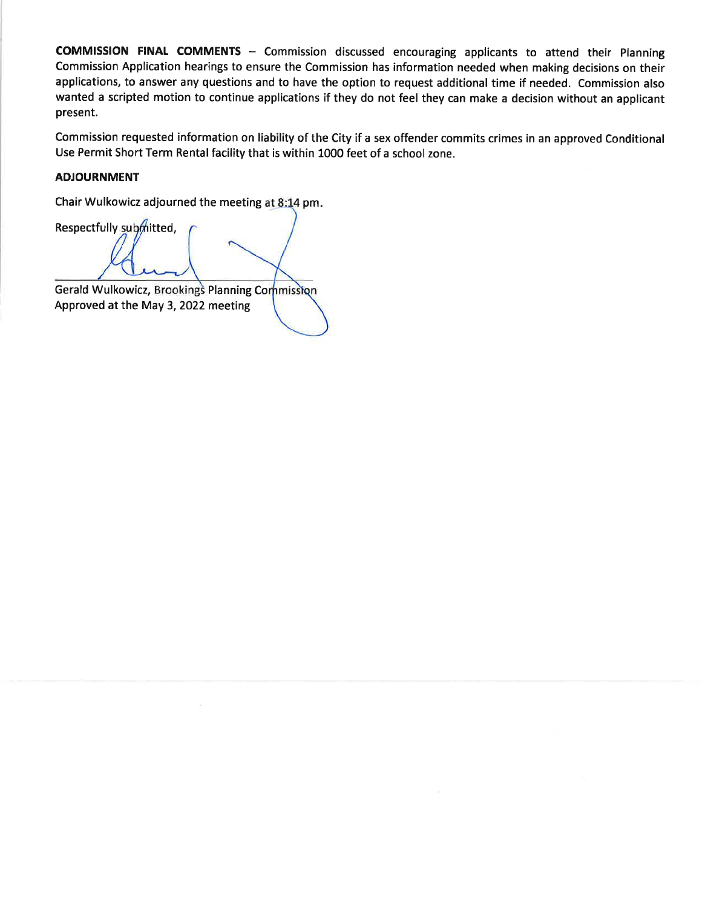**COMMISSION FINAL COMMENTS** – Commission discussed encouraging applicants to attend their Planning Commission Application hearings to ensure the Commission has information needed when making decisions on their applications, to answer any questions and to have the option to request additional time if needed. Commission also wanted a scripted motion to continue applications if they do not feel they can make a decision without an applicant present.

Commission requested information on liability of the City if a sex offender commits crimes in an approved Conditional Use Permit Short Term Rental facility that is within 1000 feet of a school zone.

**ADJOURNMENT**

Chair Wulkowicz adjourned the meeting at 8:14 pm.

Respectfully submitted,

Gerald Wulkowicz, Brookings Planning Commission
Approved at the May 3, 2022 meeting